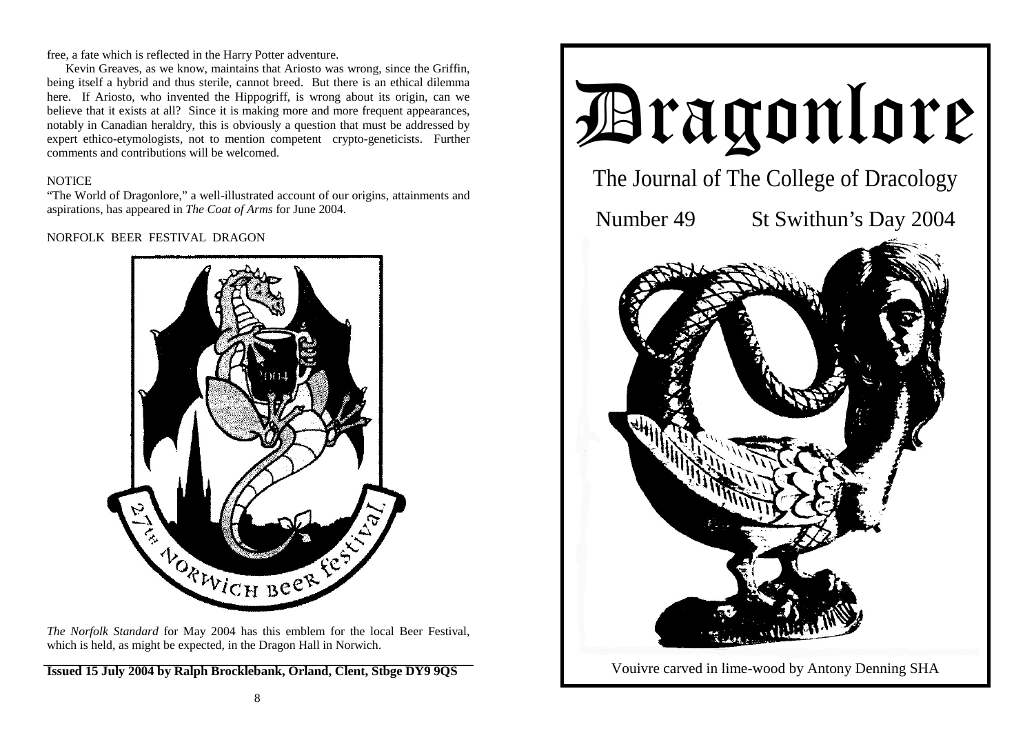free, a fate which is reflected in the Harry Potter adventure.

Kevin Greaves, as we know, maintains that Ariosto was wrong, since the Griffin, being itself a hybrid and thus sterile, cannot breed. But there is an ethical dilemma here. If Ariosto, who invented the Hippogriff, is wrong about its origin, can we believe that it exists at all? Since it is making more and more frequent appearances, notably in Canadian heraldry, this is obviously a question that must be addressed by expert ethico-etymologists, not to mention competent crypto-geneticists. Further comments and contributions will be welcomed.

NOTICE

"The World of Dragonlore," a well-illustrated account of our origins, attainments and aspirations, has appeared in *The Coat of Arms* for June 2004.

NORFOLK BEER FESTIVAL DRAGON

*The Norfolk Standard* for May 2004 has this emblem for the local Beer Festival, which is held, as might be expected, in the Dragon Hall in Norwich.

**Issued 15 July 2004 by Ralph Brocklebank, Orland, Clent, Stbge DY9 9QS**

# Dragonlore

## The Journal of The College of Dracology

Number 49 St Swithun's Day 2004

Vouivre carved in lime-wood by Antony Denning SHA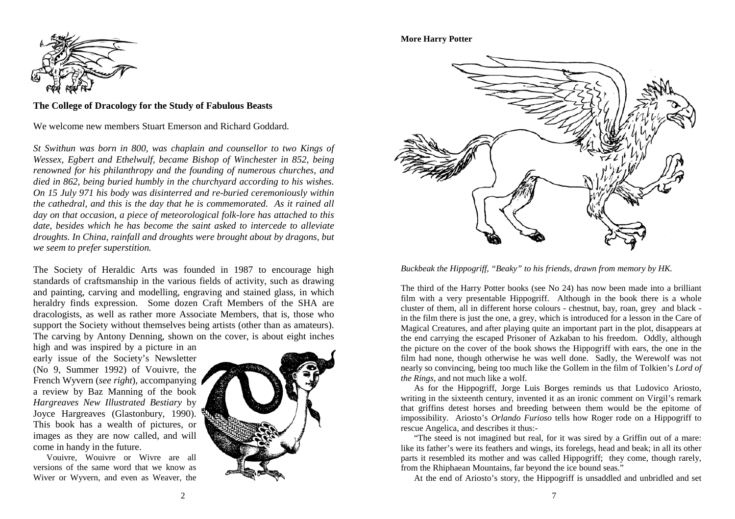## The College of Dracology for the Study of Fabulous Beasts

We welcome new members Stuart Emerson and Richard Goddard.

*St Swithun was born in 800, was chaplain and counsellor to two Kings of Wessex, Egbert and Ethelwulf, became Bishop of Winchester in 852, being renowned for his philanthropy and the founding of numerous churches, and died in 862, being buried humbly in the churchyard according to his wishes. On 15 July 971 his body was disinterred and re-buried ceremoniously within the cathedral, and this is the day that he is commemorated. As it rained all day on that occasion, a piece of meteorological folk-lore has attached to this date, besides which he has become the saint asked to intercede to alleviate droughts. In China, rainfall and droughts were brought about by dragons, but we seem to prefer superstition.*

The Society of Heraldic Arts was founded in 1987 to encourage high standards of craftsmanship in the various fields of activity, such as drawing and painting, carving and modelling, engraving and stained glass, in which heraldry finds expression. Some dozen Craft Members of the SHA are dracologists, as well as rather more Associate Members, that is, those who support the Society without themselves being artists (other than as amateurs). The carving by Antony Denning, shown on the cover, is about eight inches high and was inspired by a picture in an early issue of the Society's Newsletter (No 9, Summer 1992) of Vouivre, the French Wyvern (*see right*), accompanying a review by Baz Manning of the book *Hargreaves New Illustrated Bestiary* by Joyce Hargreaves (Glastonbury, 1990). This book has a wealth of pictures, or images as they are now called, and will come in handy in the future.

Vouivre, Wouivre or Wivre are all versions of the same word that we know as Wiver or Wyvern, and even as Weaver, the

**More Harry Potter**

*Buckbeak the Hippogriff, "Beaky" to his friends, drawn from memory by HK.*

The third of the Harry Potter books (see No 24) has now been made into a brilliant film with a very presentable Hippogriff. Although in the book there is a whole cluster of them, all in different horse colours - chestnut, bay, roan, grey and black - in the film there is just the one, a grey, which is introduced for a lesson in the Care of Magical Creatures, and after playing quite an important part in the plot, disappears at the end carrying the escaped Prisoner of Azkaban to his freedom. Oddly, although the picture on the cover of the book shows the Hippogriff with ears, the one in the film had none, though otherwise he was well done. Sadly, the Werewolf was not nearly so convincing, being too much like the Gollem in the film of Tolkien's *Lord of the Rings*, and not much like a wolf.

As for the Hippogriff, Jorge Luis Borges reminds us that Ludovico Ariosto, writing in the sixteenth century, invented it as an ironic comment on Virgil's remark that griffins detest horses and breeding between them would be the epitome of impossibility. Ariosto's *Orlando Furioso* tells how Roger rode on a Hippogriff to rescue Angelica, and describes it thus:-

"The steed is not imagined but real, for it was sired by a Griffin out of a mare: like its father's were its feathers and wings, its forelegs, head and beak; in all its other parts it resembled its mother and was called Hippogriff; they come, though rarely, from the Rhiphaean Mountains, far beyond the ice bound seas."

At the end of Ariosto's story, the Hippogriff is unsaddled and unbridled and set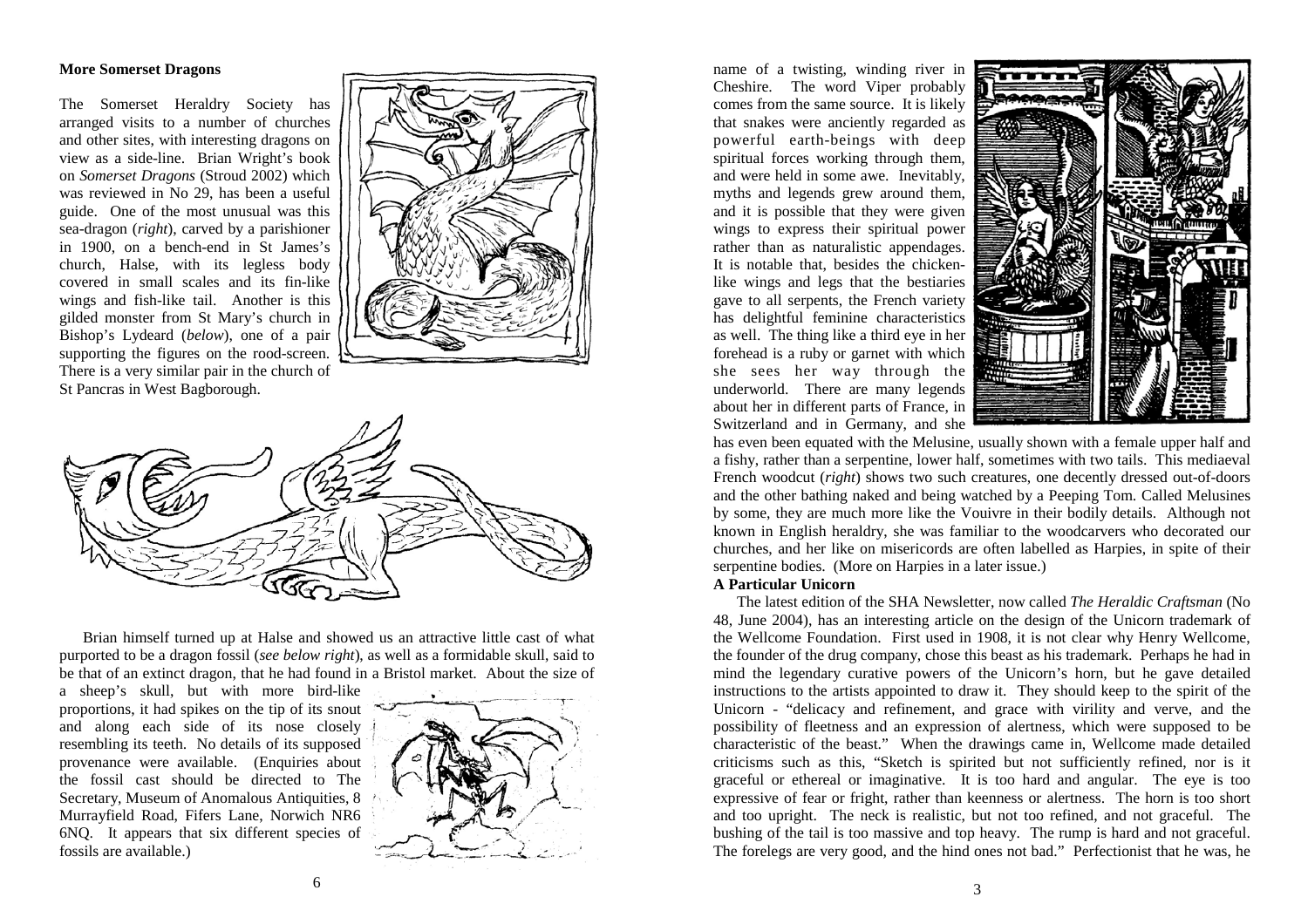### More Somerset Dragons

The Somerset Heraldry Society has arranged visits to a number of churches and other sites, with interesting dragons on view as a side-line. Brian Wright's book on *Somerset Dragons* (Stroud 2002) which was reviewed in No 29, has been a useful guide. One of the most unusual was this sea-dragon (*right*), carved by a parishioner in 1900, on a bench-end in St James's church, Halse, with its legless body covered in small scales and its fin-like wings and fish-like tail. Another is this gilded monster from St Mary's church in Bishop's Lydeard (*below*), one of a pair supporting the figures on the rood-screen. There is a very similar pair in the church of St Pancras in West Bagborough.

Brian himself turned up at Halse and showed us an attractive little cast of what purported to be a dragon fossil (*see below right*), as well as a formidable skull, said to be that of an extinct dragon, that he had found in a Bristol market. About the size of a sheep's skull, but with more bird-like proportions, it had spikes on the tip of its snout and along each side of its nose closely resembling its teeth. No details of its supposed provenance were available. (Enquiries about the fossil cast should be directed to The Secretary, Museum of Anomalous Antiquities, 8 Murrayfield Road, Fifers Lane, Norwich NR6 6NQ. It appears that six different species of fossils are available.)

name of a twisting, winding river in Cheshire. The word Viper probably comes from the same source. It is likely that snakes were anciently regarded as powerful earth-beings with deep spiritual forces working through them, and were held in some awe. Inevitably, myths and legends grew around them, and it is possible that they were given wings to express their spiritual power rather than as naturalistic appendages. It is notable that, besides the chicken-like wings and legs that the bestiaries gave to all serpents, the French variety has delightful feminine characteristics as well. The thing like a third eye in her forehead is a ruby or garnet with which she sees her way through the underworld. There are many legends about her in different parts of France, in Switzerland and in Germany, and she has even been equated with the Melusine, usually shown with a female upper half and a fishy, rather than a serpentine, lower half, sometimes with two tails. This mediaeval French woodcut (*right*) shows two such creatures, one decently dressed out-of-doors and the other bathing naked and being watched by a Peeping Tom. Called Melusines by some, they are much more like the Vouivre in their bodily details. Although not known in English heraldry, she was familiar to the woodcarvers who decorated our churches, and her like on misericords are often labelled as Harpies, in spite of their serpentine bodies. (More on Harpies in a later issue.)

### A Particular Unicorn

The latest edition of the SHA Newsletter, now called *The Heraldic Craftsman* (No 48, June 2004), has an interesting article on the design of the Unicorn trademark of the Wellcome Foundation. First used in 1908, it is not clear why Henry Wellcome, the founder of the drug company, chose this beast as his trademark. Perhaps he had in mind the legendary curative powers of the Unicorn's horn, but he gave detailed instructions to the artists appointed to draw it. They should keep to the spirit of the Unicorn - "delicacy and refinement, and grace with virility and verve, and the possibility of fleetness and an expression of alertness, which were supposed to be characteristic of the beast." When the drawings came in, Wellcome made detailed criticisms such as this, "Sketch is spirited but not sufficiently refined, nor is it graceful or ethereal or imaginative. It is too hard and angular. The eye is too expressive of fear or fright, rather than keenness or alertness. The horn is too short and too upright. The neck is realistic, but not too refined, and not graceful. The bushing of the tail is too massive and top heavy. The rump is hard and not graceful. The forelegs are very good, and the hind ones not bad." Perfectionist that he was, he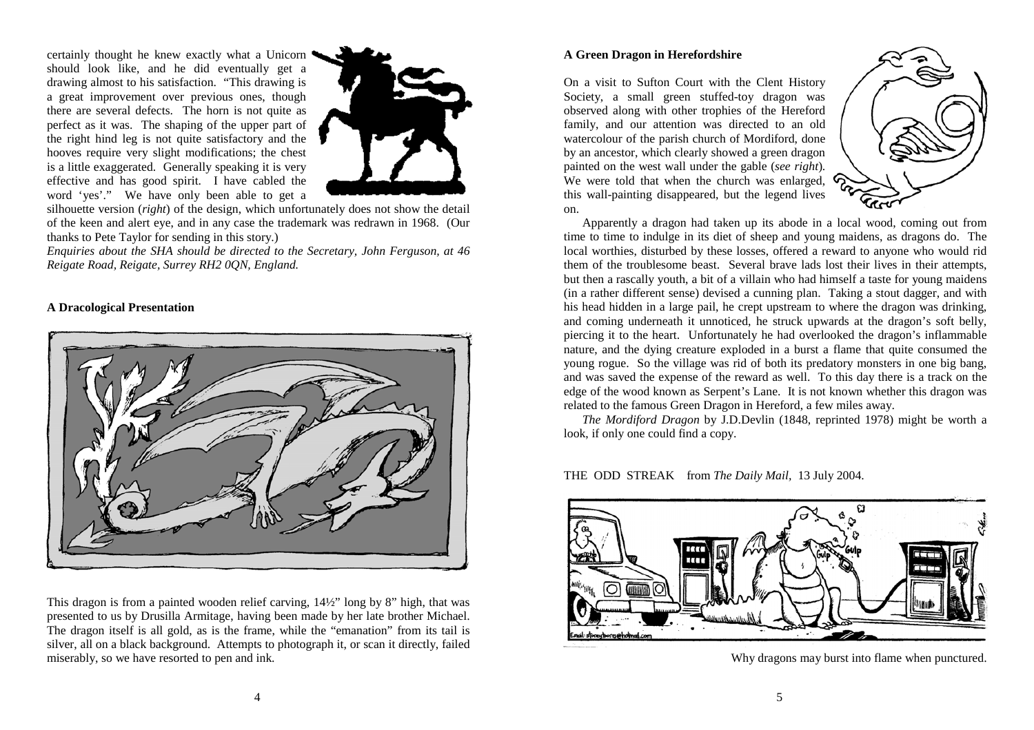certainly thought he knew exactly what a Unicorn should look like, and he did eventually get a drawing almost to his satisfaction. "This drawing is a great improvement over previous ones, though there are several defects. The horn is not quite as perfect as it was. The shaping of the upper part of the right hind leg is not quite satisfactory and the hooves require very slight modifications; the chest is a little exaggerated. Generally speaking it is very effective and has good spirit. I have cabled the word 'yes'." We have only been able to get a silhouette version (*right*) of the design, which unfortunately does not show the detail of the keen and alert eye, and in any case the trademark was redrawn in 1968. (Our thanks to Pete Taylor for sending in this story.)

*Enquiries about the SHA should be directed to the Secretary, John Ferguson, at 46 Reigate Road, Reigate, Surrey RH2 0QN, England.*

**A Dracological Presentation**

This dragon is from a painted wooden relief carving, 14½" long by 8" high, that was presented to us by Drusilla Armitage, having been made by her late brother Michael. The dragon itself is all gold, as is the frame, while the "emanation" from its tail is silver, all on a black background. Attempts to photograph it, or scan it directly, failed miserably, so we have resorted to pen and ink.

**A Green Dragon in Herefordshire**

On a visit to Sufton Court with the Clent History Society, a small green stuffed-toy dragon was observed along with other trophies of the Hereford family, and our attention was directed to an old watercolour of the parish church of Mordiford, done by an ancestor, which clearly showed a green dragon painted on the west wall under the gable (*see right*). We were told that when the church was enlarged, this wall-painting disappeared, but the legend lives on.

Apparently a dragon had taken up its abode in a local wood, coming out from time to time to indulge in its diet of sheep and young maidens, as dragons do. The local worthies, disturbed by these losses, offered a reward to anyone who would rid them of the troublesome beast. Several brave lads lost their lives in their attempts, but then a rascally youth, a bit of a villain who had himself a taste for young maidens (in a rather different sense) devised a cunning plan. Taking a stout dagger, and with his head hidden in a large pail, he crept upstream to where the dragon was drinking, and coming underneath it unnoticed, he struck upwards at the dragon's soft belly, piercing it to the heart. Unfortunately he had overlooked the dragon's inflammable nature, and the dying creature exploded in a burst a flame that quite consumed the young rogue. So the village was rid of both its predatory monsters in one big bang, and was saved the expense of the reward as well. To this day there is a track on the edge of the wood known as Serpent's Lane. It is not known whether this dragon was related to the famous Green Dragon in Hereford, a few miles away.

*The Mordiford Dragon* by J.D.Devlin (1848, reprinted 1978) might be worth a look, if only one could find a copy.

THE ODD STREAK from *The Daily Mail*, 13 July 2004.

Why dragons may burst into flame when punctured.